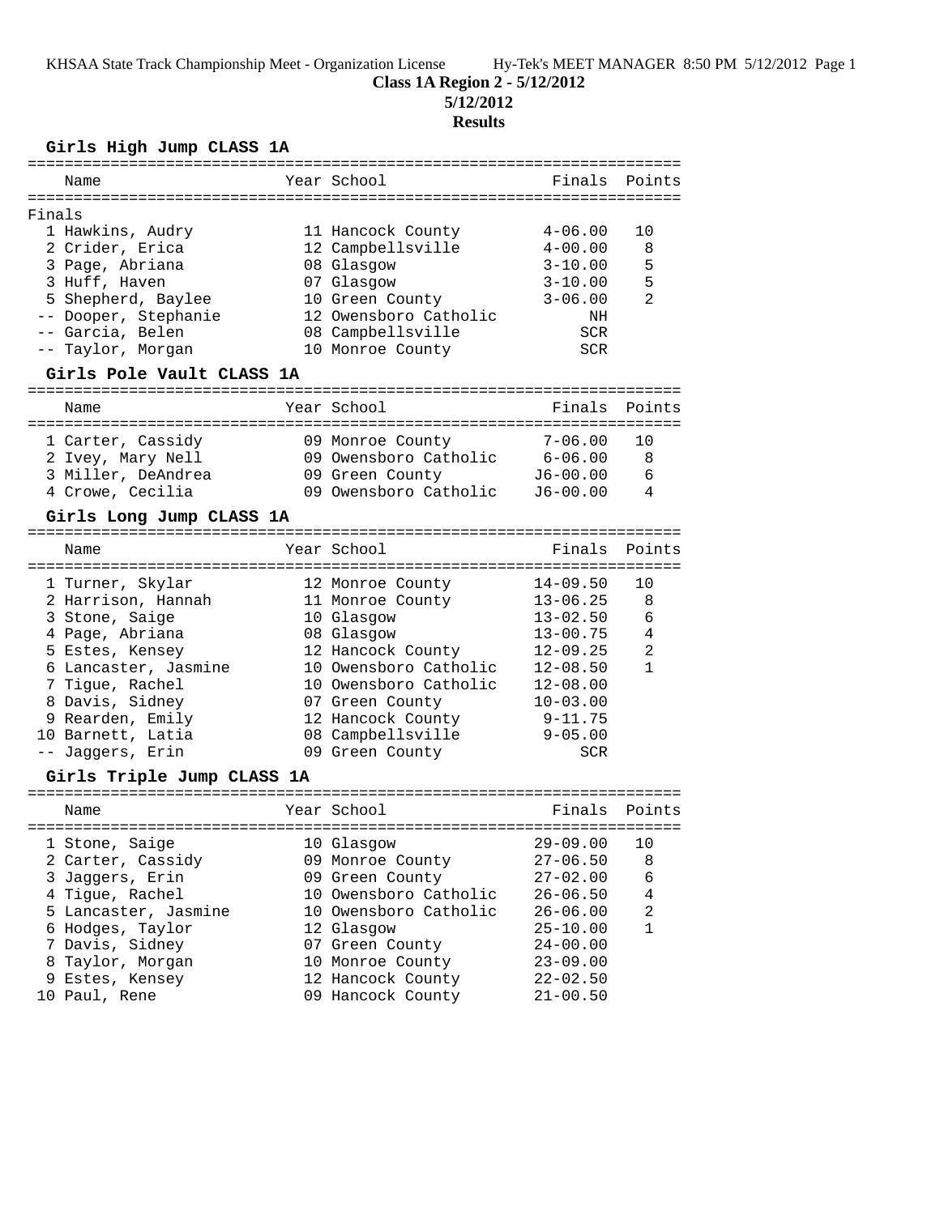**Class 1A Region 2 - 5/12/2012**

**5/12/2012**

**Results**

### Girls High Jump CLASS 1A

Finals

| | Name | Year | School | Finals | Points |
|---|---|---|---|---|---|
| 1 | Hawkins, Audry | 11 | Hancock County | 4-06.00 | 10 |
| 2 | Crider, Erica | 12 | Campbellsville | 4-00.00 | 8 |
| 3 | Page, Abriana | 08 | Glasgow | 3-10.00 | 5 |
| 3 | Huff, Haven | 07 | Glasgow | 3-10.00 | 5 |
| 5 | Shepherd, Baylee | 10 | Green County | 3-06.00 | 2 |
| -- | Dooper, Stephanie | 12 | Owensboro Catholic | NH | |
| -- | Garcia, Belen | 08 | Campbellsville | SCR | |
| -- | Taylor, Morgan | 10 | Monroe County | SCR | |

### Girls Pole Vault CLASS 1A

| | Name | Year | School | Finals | Points |
|---|---|---|---|---|---|
| 1 | Carter, Cassidy | 09 | Monroe County | 7-06.00 | 10 |
| 2 | Ivey, Mary Nell | 09 | Owensboro Catholic | 6-06.00 | 8 |
| 3 | Miller, DeAndrea | 09 | Green County | J6-00.00 | 6 |
| 4 | Crowe, Cecilia | 09 | Owensboro Catholic | J6-00.00 | 4 |

### Girls Long Jump CLASS 1A

| | Name | Year | School | Finals | Points |
|---|---|---|---|---|---|
| 1 | Turner, Skylar | 12 | Monroe County | 14-09.50 | 10 |
| 2 | Harrison, Hannah | 11 | Monroe County | 13-06.25 | 8 |
| 3 | Stone, Saige | 10 | Glasgow | 13-02.50 | 6 |
| 4 | Page, Abriana | 08 | Glasgow | 13-00.75 | 4 |
| 5 | Estes, Kensey | 12 | Hancock County | 12-09.25 | 2 |
| 6 | Lancaster, Jasmine | 10 | Owensboro Catholic | 12-08.50 | 1 |
| 7 | Tigue, Rachel | 10 | Owensboro Catholic | 12-08.00 | |
| 8 | Davis, Sidney | 07 | Green County | 10-03.00 | |
| 9 | Rearden, Emily | 12 | Hancock County | 9-11.75 | |
| 10 | Barnett, Latia | 08 | Campbellsville | 9-05.00 | |
| -- | Jaggers, Erin | 09 | Green County | SCR | |

### Girls Triple Jump CLASS 1A

| | Name | Year | School | Finals | Points |
|---|---|---|---|---|---|
| 1 | Stone, Saige | 10 | Glasgow | 29-09.00 | 10 |
| 2 | Carter, Cassidy | 09 | Monroe County | 27-06.50 | 8 |
| 3 | Jaggers, Erin | 09 | Green County | 27-02.00 | 6 |
| 4 | Tigue, Rachel | 10 | Owensboro Catholic | 26-06.50 | 4 |
| 5 | Lancaster, Jasmine | 10 | Owensboro Catholic | 26-06.00 | 2 |
| 6 | Hodges, Taylor | 12 | Glasgow | 25-10.00 | 1 |
| 7 | Davis, Sidney | 07 | Green County | 24-00.00 | |
| 8 | Taylor, Morgan | 10 | Monroe County | 23-09.00 | |
| 9 | Estes, Kensey | 12 | Hancock County | 22-02.50 | |
| 10 | Paul, Rene | 09 | Hancock County | 21-00.50 | |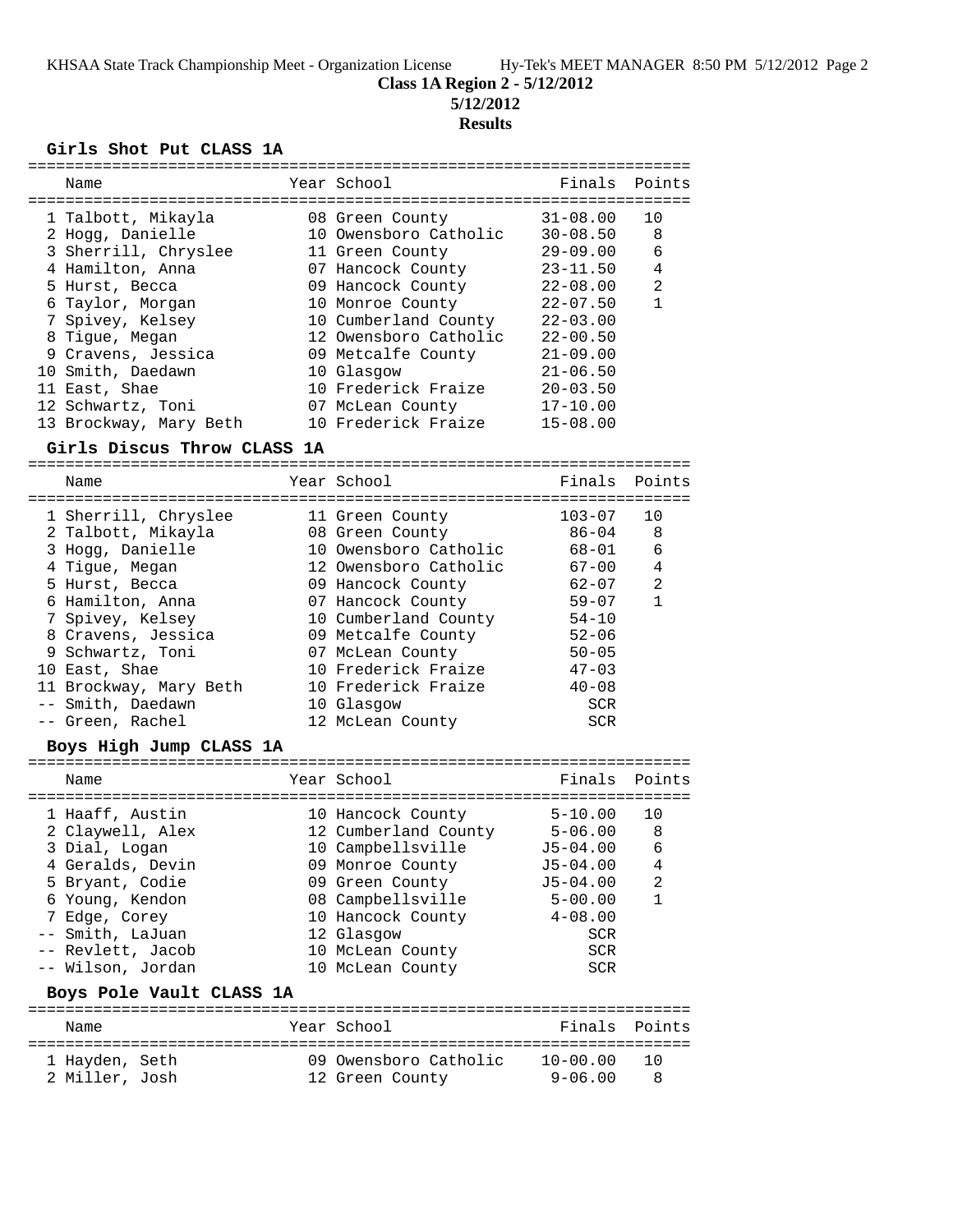**Class 1A Region 2 - 5/12/2012**

**5/12/2012**

**Results**

### Girls Shot Put CLASS 1A

| Place | Name | Year | School | Finals | Points |
|---|---|---|---|---|---|
| 1 | Talbott, Mikayla | 08 | Green County | 31-08.00 | 10 |
| 2 | Hogg, Danielle | 10 | Owensboro Catholic | 30-08.50 | 8 |
| 3 | Sherrill, Chryslee | 11 | Green County | 29-09.00 | 6 |
| 4 | Hamilton, Anna | 07 | Hancock County | 23-11.50 | 4 |
| 5 | Hurst, Becca | 09 | Hancock County | 22-08.00 | 2 |
| 6 | Taylor, Morgan | 10 | Monroe County | 22-07.50 | 1 |
| 7 | Spivey, Kelsey | 10 | Cumberland County | 22-03.00 | |
| 8 | Tigue, Megan | 12 | Owensboro Catholic | 22-00.50 | |
| 9 | Cravens, Jessica | 09 | Metcalfe County | 21-09.00 | |
| 10 | Smith, Daedawn | 10 | Glasgow | 21-06.50 | |
| 11 | East, Shae | 10 | Frederick Fraize | 20-03.50 | |
| 12 | Schwartz, Toni | 07 | McLean County | 17-10.00 | |
| 13 | Brockway, Mary Beth | 10 | Frederick Fraize | 15-08.00 | |

### Girls Discus Throw CLASS 1A

| Place | Name | Year | School | Finals | Points |
|---|---|---|---|---|---|
| 1 | Sherrill, Chryslee | 11 | Green County | 103-07 | 10 |
| 2 | Talbott, Mikayla | 08 | Green County | 86-04 | 8 |
| 3 | Hogg, Danielle | 10 | Owensboro Catholic | 68-01 | 6 |
| 4 | Tigue, Megan | 12 | Owensboro Catholic | 67-00 | 4 |
| 5 | Hurst, Becca | 09 | Hancock County | 62-07 | 2 |
| 6 | Hamilton, Anna | 07 | Hancock County | 59-07 | 1 |
| 7 | Spivey, Kelsey | 10 | Cumberland County | 54-10 | |
| 8 | Cravens, Jessica | 09 | Metcalfe County | 52-06 | |
| 9 | Schwartz, Toni | 07 | McLean County | 50-05 | |
| 10 | East, Shae | 10 | Frederick Fraize | 47-03 | |
| 11 | Brockway, Mary Beth | 10 | Frederick Fraize | 40-08 | |
| -- | Smith, Daedawn | 10 | Glasgow | SCR | |
| -- | Green, Rachel | 12 | McLean County | SCR | |

### Boys High Jump CLASS 1A

| Place | Name | Year | School | Finals | Points |
|---|---|---|---|---|---|
| 1 | Haaff, Austin | 10 | Hancock County | 5-10.00 | 10 |
| 2 | Claywell, Alex | 12 | Cumberland County | 5-06.00 | 8 |
| 3 | Dial, Logan | 10 | Campbellsville | J5-04.00 | 6 |
| 4 | Geralds, Devin | 09 | Monroe County | J5-04.00 | 4 |
| 5 | Bryant, Codie | 09 | Green County | J5-04.00 | 2 |
| 6 | Young, Kendon | 08 | Campbellsville | 5-00.00 | 1 |
| 7 | Edge, Corey | 10 | Hancock County | 4-08.00 | |
| -- | Smith, LaJuan | 12 | Glasgow | SCR | |
| -- | Revlett, Jacob | 10 | McLean County | SCR | |
| -- | Wilson, Jordan | 10 | McLean County | SCR | |

### Boys Pole Vault CLASS 1A

| Place | Name | Year | School | Finals | Points |
|---|---|---|---|---|---|
| 1 | Hayden, Seth | 09 | Owensboro Catholic | 10-00.00 | 10 |
| 2 | Miller, Josh | 12 | Green County | 9-06.00 | 8 |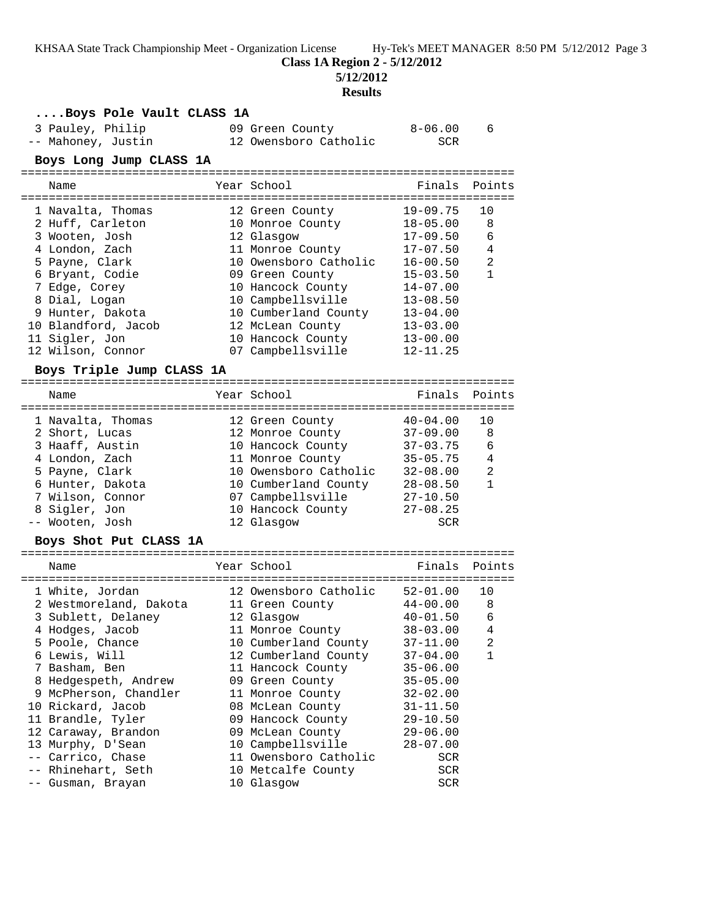## ....Boys Pole Vault CLASS 1A

| | Name | Year | School | Finals | Points |
|---|---|---|---|---|---|
| 3 | Pauley, Philip | 09 | Green County | 8-06.00 | 6 |
| -- | Mahoney, Justin | 12 | Owensboro Catholic | SCR | |

## Boys Long Jump CLASS 1A

| | Name | Year | School | Finals | Points |
|---|---|---|---|---|---|
| 1 | Navalta, Thomas | 12 | Green County | 19-09.75 | 10 |
| 2 | Huff, Carleton | 10 | Monroe County | 18-05.00 | 8 |
| 3 | Wooten, Josh | 12 | Glasgow | 17-09.50 | 6 |
| 4 | London, Zach | 11 | Monroe County | 17-07.50 | 4 |
| 5 | Payne, Clark | 10 | Owensboro Catholic | 16-00.50 | 2 |
| 6 | Bryant, Codie | 09 | Green County | 15-03.50 | 1 |
| 7 | Edge, Corey | 10 | Hancock County | 14-07.00 | |
| 8 | Dial, Logan | 10 | Campbellsville | 13-08.50 | |
| 9 | Hunter, Dakota | 10 | Cumberland County | 13-04.00 | |
| 10 | Blandford, Jacob | 12 | McLean County | 13-03.00 | |
| 11 | Sigler, Jon | 10 | Hancock County | 13-00.00 | |
| 12 | Wilson, Connor | 07 | Campbellsville | 12-11.25 | |

## Boys Triple Jump CLASS 1A

| | Name | Year | School | Finals | Points |
|---|---|---|---|---|---|
| 1 | Navalta, Thomas | 12 | Green County | 40-04.00 | 10 |
| 2 | Short, Lucas | 12 | Monroe County | 37-09.00 | 8 |
| 3 | Haaff, Austin | 10 | Hancock County | 37-03.75 | 6 |
| 4 | London, Zach | 11 | Monroe County | 35-05.75 | 4 |
| 5 | Payne, Clark | 10 | Owensboro Catholic | 32-08.00 | 2 |
| 6 | Hunter, Dakota | 10 | Cumberland County | 28-08.50 | 1 |
| 7 | Wilson, Connor | 07 | Campbellsville | 27-10.50 | |
| 8 | Sigler, Jon | 10 | Hancock County | 27-08.25 | |
| -- | Wooten, Josh | 12 | Glasgow | SCR | |

## Boys Shot Put CLASS 1A

| | Name | Year | School | Finals | Points |
|---|---|---|---|---|---|
| 1 | White, Jordan | 12 | Owensboro Catholic | 52-01.00 | 10 |
| 2 | Westmoreland, Dakota | 11 | Green County | 44-00.00 | 8 |
| 3 | Sublett, Delaney | 12 | Glasgow | 40-01.50 | 6 |
| 4 | Hodges, Jacob | 11 | Monroe County | 38-03.00 | 4 |
| 5 | Poole, Chance | 10 | Cumberland County | 37-11.00 | 2 |
| 6 | Lewis, Will | 12 | Cumberland County | 37-04.00 | 1 |
| 7 | Basham, Ben | 11 | Hancock County | 35-06.00 | |
| 8 | Hedgespeth, Andrew | 09 | Green County | 35-05.00 | |
| 9 | McPherson, Chandler | 11 | Monroe County | 32-02.00 | |
| 10 | Rickard, Jacob | 08 | McLean County | 31-11.50 | |
| 11 | Brandle, Tyler | 09 | Hancock County | 29-10.50 | |
| 12 | Caraway, Brandon | 09 | McLean County | 29-06.00 | |
| 13 | Murphy, D'Sean | 10 | Campbellsville | 28-07.00 | |
| -- | Carrico, Chase | 11 | Owensboro Catholic | SCR | |
| -- | Rhinehart, Seth | 10 | Metcalfe County | SCR | |
| -- | Gusman, Brayan | 10 | Glasgow | SCR | |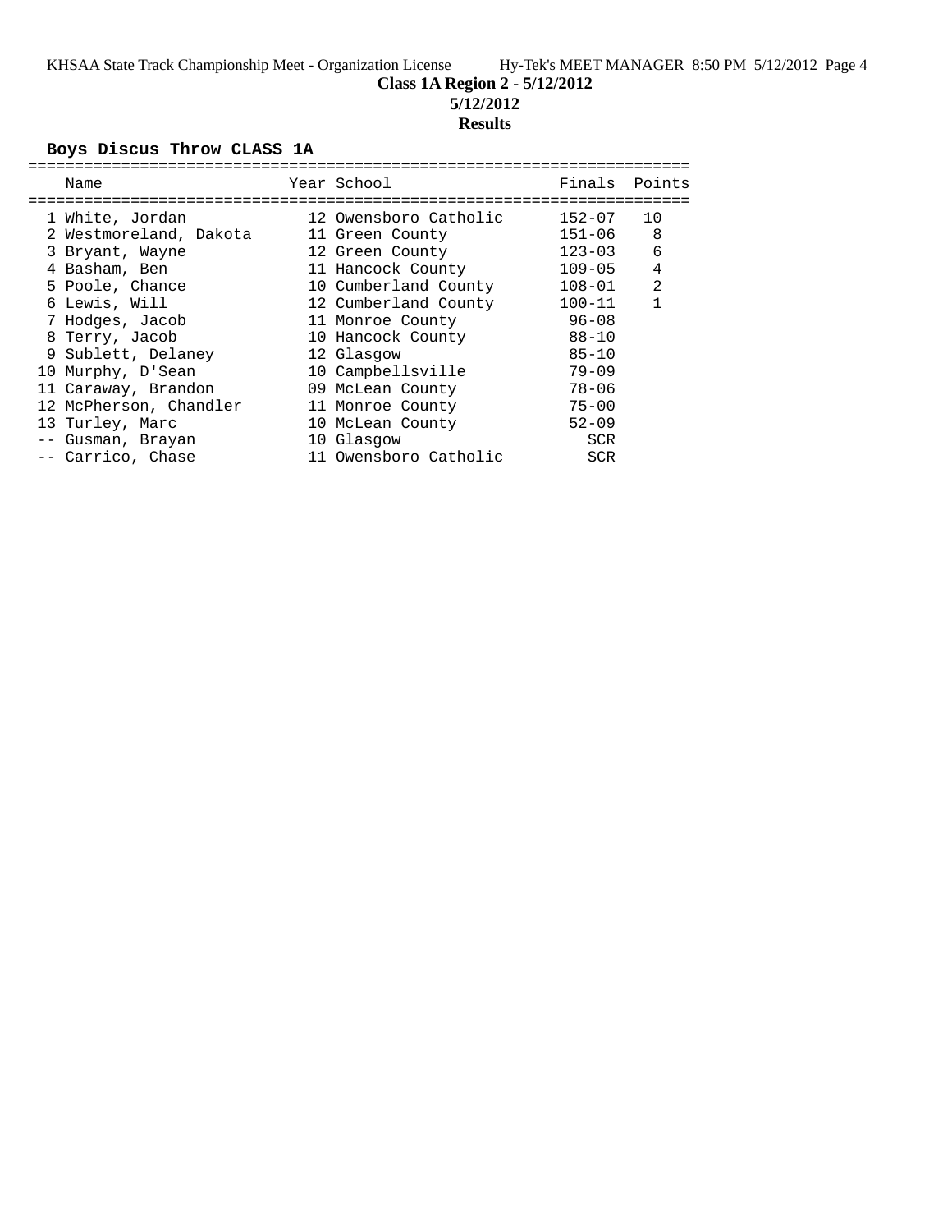**Class 1A Region 2 - 5/12/2012**

**5/12/2012**

**Results**

**Boys Discus Throw CLASS 1A**

| Name | Year | School | Finals | Points |
|---|---|---|---|---|
| 1 White, Jordan | 12 | Owensboro Catholic | 152-07 | 10 |
| 2 Westmoreland, Dakota | 11 | Green County | 151-06 | 8 |
| 3 Bryant, Wayne | 12 | Green County | 123-03 | 6 |
| 4 Basham, Ben | 11 | Hancock County | 109-05 | 4 |
| 5 Poole, Chance | 10 | Cumberland County | 108-01 | 2 |
| 6 Lewis, Will | 12 | Cumberland County | 100-11 | 1 |
| 7 Hodges, Jacob | 11 | Monroe County | 96-08 | |
| 8 Terry, Jacob | 10 | Hancock County | 88-10 | |
| 9 Sublett, Delaney | 12 | Glasgow | 85-10 | |
| 10 Murphy, D'Sean | 10 | Campbellsville | 79-09 | |
| 11 Caraway, Brandon | 09 | McLean County | 78-06 | |
| 12 McPherson, Chandler | 11 | Monroe County | 75-00 | |
| 13 Turley, Marc | 10 | McLean County | 52-09 | |
| -- Gusman, Brayan | 10 | Glasgow | SCR | |
| -- Carrico, Chase | 11 | Owensboro Catholic | SCR | |